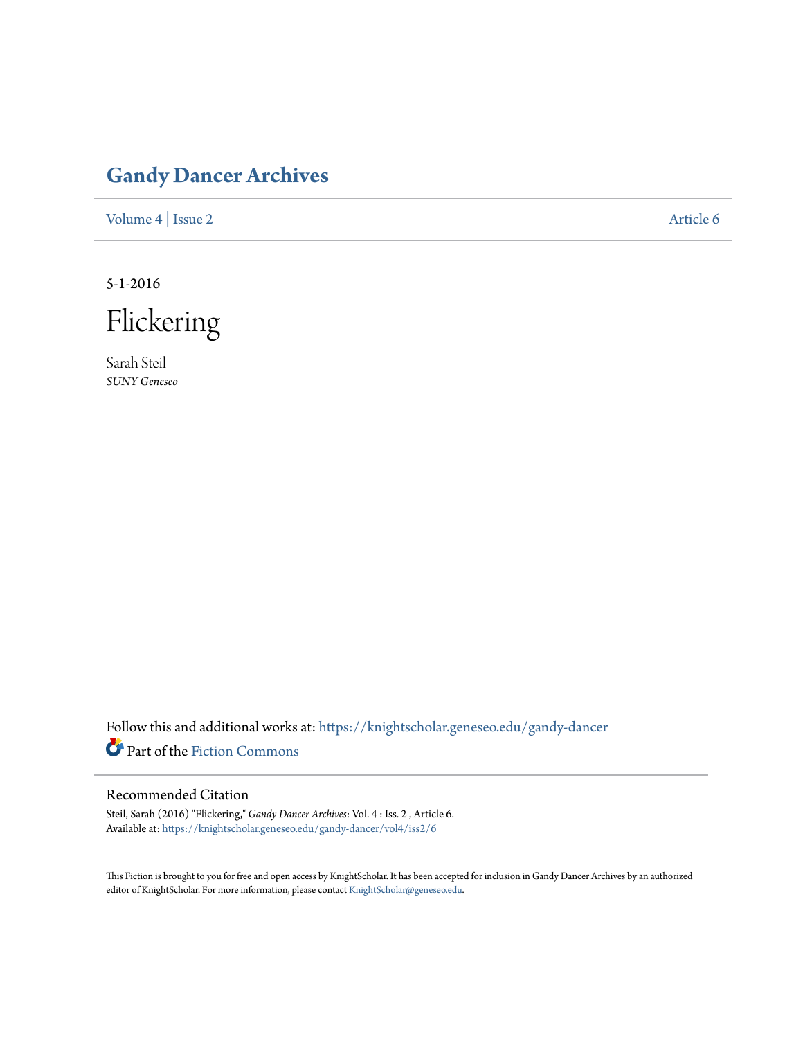# Gandy Dancer Archives

Volume 4 | Issue 2 Article 6

5-1-2016

# Flickering

Sarah Steil
*SUNY Geneseo*

Follow this and additional works at: https://knightscholar.geneseo.edu/gandy-dancer

Part of the Fiction Commons

## Recommended Citation

Steil, Sarah (2016) "Flickering," *Gandy Dancer Archives*: Vol. 4 : Iss. 2 , Article 6.
Available at: https://knightscholar.geneseo.edu/gandy-dancer/vol4/iss2/6

This Fiction is brought to you for free and open access by KnightScholar. It has been accepted for inclusion in Gandy Dancer Archives by an authorized editor of KnightScholar. For more information, please contact KnightScholar@geneseo.edu.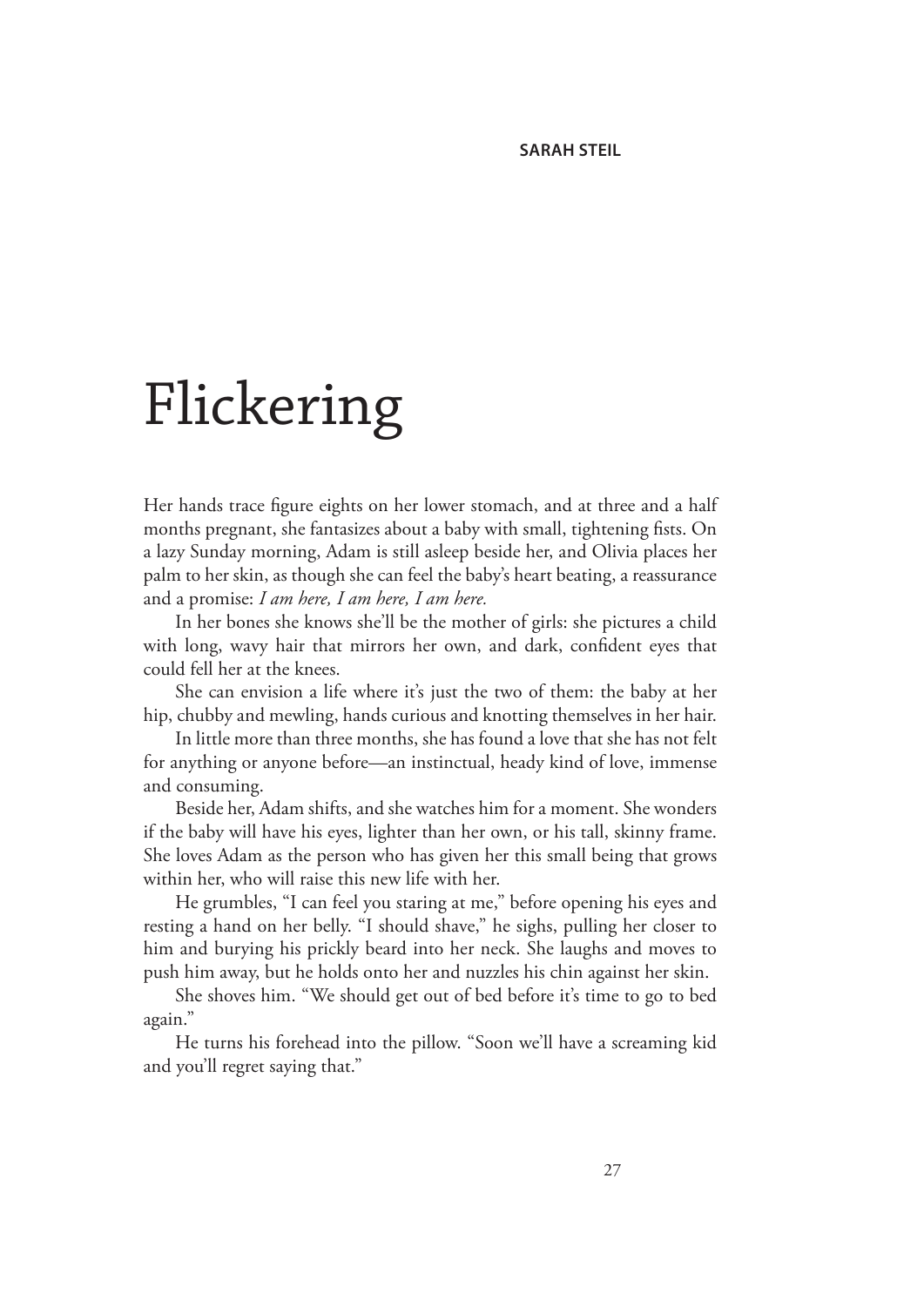SARAH STEIL

# Flickering

Her hands trace figure eights on her lower stomach, and at three and a half months pregnant, she fantasizes about a baby with small, tightening fists. On a lazy Sunday morning, Adam is still asleep beside her, and Olivia places her palm to her skin, as though she can feel the baby's heart beating, a reassurance and a promise: *I am here, I am here, I am here.*

In her bones she knows she'll be the mother of girls: she pictures a child with long, wavy hair that mirrors her own, and dark, confident eyes that could fell her at the knees.

She can envision a life where it's just the two of them: the baby at her hip, chubby and mewling, hands curious and knotting themselves in her hair.

In little more than three months, she has found a love that she has not felt for anything or anyone before—an instinctual, heady kind of love, immense and consuming.

Beside her, Adam shifts, and she watches him for a moment. She wonders if the baby will have his eyes, lighter than her own, or his tall, skinny frame. She loves Adam as the person who has given her this small being that grows within her, who will raise this new life with her.

He grumbles, "I can feel you staring at me," before opening his eyes and resting a hand on her belly. "I should shave," he sighs, pulling her closer to him and burying his prickly beard into her neck. She laughs and moves to push him away, but he holds onto her and nuzzles his chin against her skin.

She shoves him. "We should get out of bed before it's time to go to bed again."

He turns his forehead into the pillow. "Soon we'll have a screaming kid and you'll regret saying that."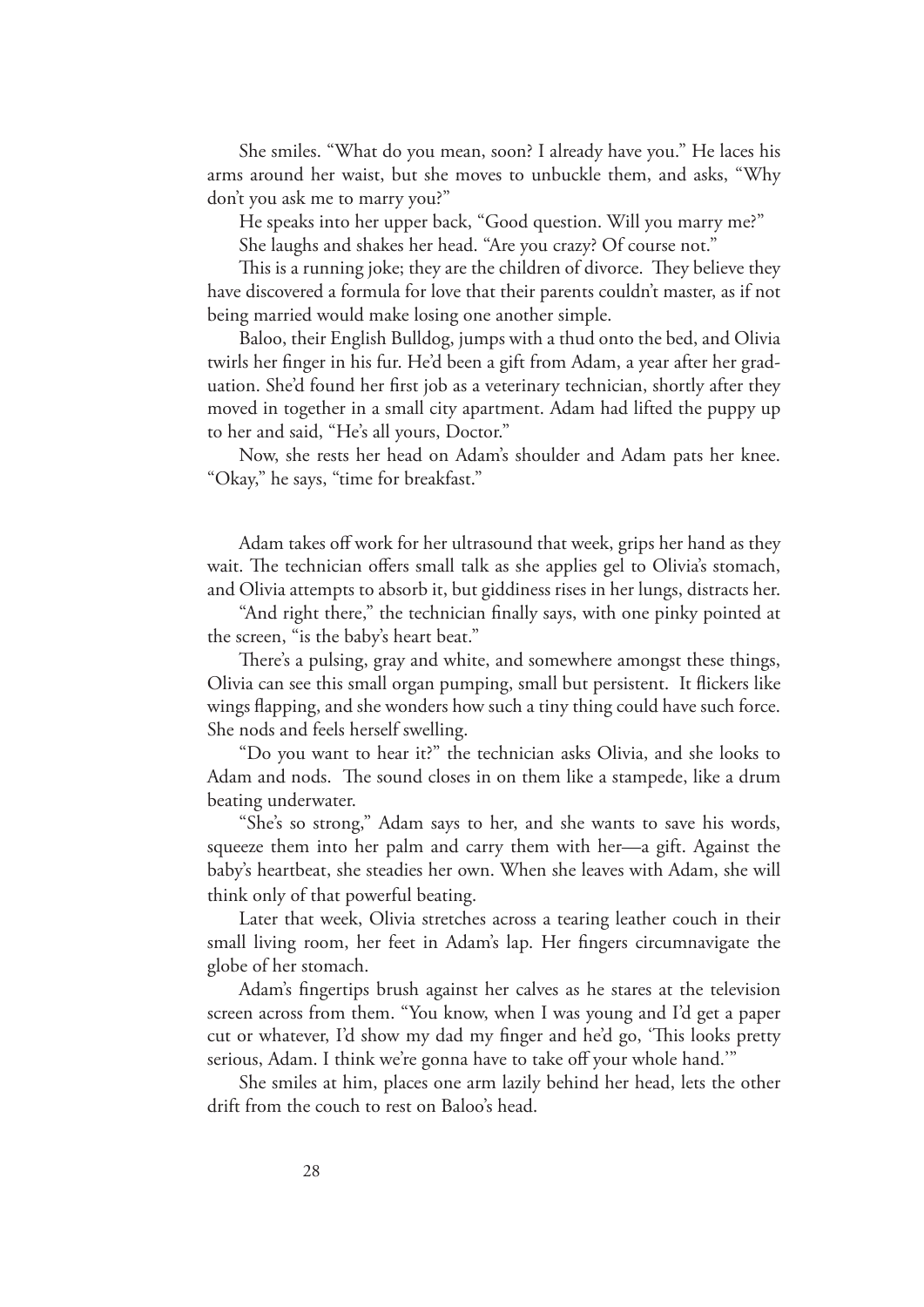She smiles. "What do you mean, soon? I already have you." He laces his arms around her waist, but she moves to unbuckle them, and asks, "Why don't you ask me to marry you?"

He speaks into her upper back, "Good question. Will you marry me?"

She laughs and shakes her head. "Are you crazy? Of course not."

This is a running joke; they are the children of divorce. They believe they have discovered a formula for love that their parents couldn't master, as if not being married would make losing one another simple.

Baloo, their English Bulldog, jumps with a thud onto the bed, and Olivia twirls her finger in his fur. He'd been a gift from Adam, a year after her graduation. She'd found her first job as a veterinary technician, shortly after they moved in together in a small city apartment. Adam had lifted the puppy up to her and said, "He's all yours, Doctor."

Now, she rests her head on Adam's shoulder and Adam pats her knee. "Okay," he says, "time for breakfast."

Adam takes off work for her ultrasound that week, grips her hand as they wait. The technician offers small talk as she applies gel to Olivia's stomach, and Olivia attempts to absorb it, but giddiness rises in her lungs, distracts her.

"And right there," the technician finally says, with one pinky pointed at the screen, "is the baby's heart beat."

There's a pulsing, gray and white, and somewhere amongst these things, Olivia can see this small organ pumping, small but persistent. It flickers like wings flapping, and she wonders how such a tiny thing could have such force. She nods and feels herself swelling.

"Do you want to hear it?" the technician asks Olivia, and she looks to Adam and nods. The sound closes in on them like a stampede, like a drum beating underwater.

"She's so strong," Adam says to her, and she wants to save his words, squeeze them into her palm and carry them with her—a gift. Against the baby's heartbeat, she steadies her own. When she leaves with Adam, she will think only of that powerful beating.

Later that week, Olivia stretches across a tearing leather couch in their small living room, her feet in Adam's lap. Her fingers circumnavigate the globe of her stomach.

Adam's fingertips brush against her calves as he stares at the television screen across from them. "You know, when I was young and I'd get a paper cut or whatever, I'd show my dad my finger and he'd go, 'This looks pretty serious, Adam. I think we're gonna have to take off your whole hand.'"

She smiles at him, places one arm lazily behind her head, lets the other drift from the couch to rest on Baloo's head.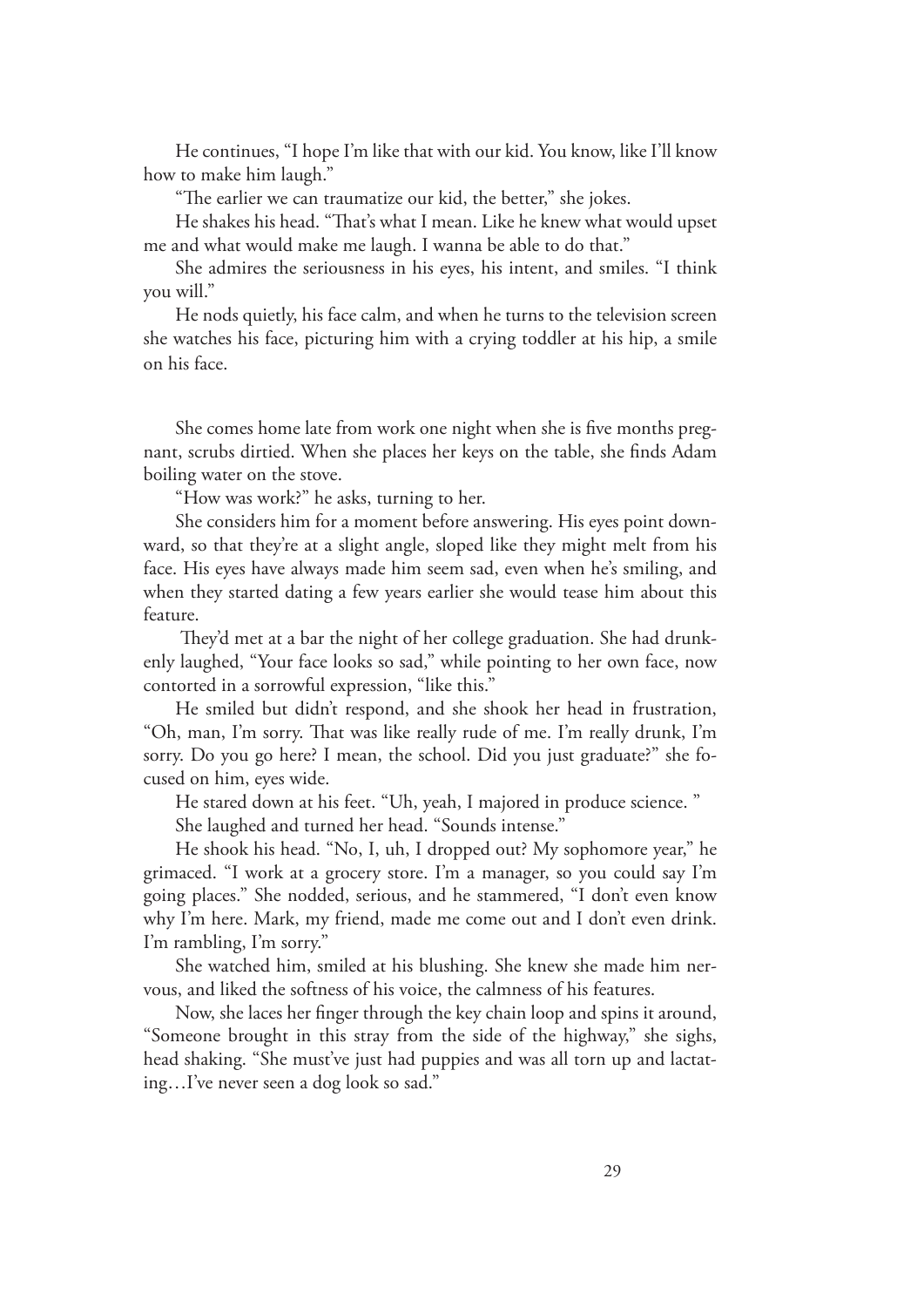He continues, "I hope I'm like that with our kid. You know, like I'll know how to make him laugh."

"The earlier we can traumatize our kid, the better," she jokes.

He shakes his head. "That's what I mean. Like he knew what would upset me and what would make me laugh. I wanna be able to do that."

She admires the seriousness in his eyes, his intent, and smiles. "I think you will."

He nods quietly, his face calm, and when he turns to the television screen she watches his face, picturing him with a crying toddler at his hip, a smile on his face.

She comes home late from work one night when she is five months pregnant, scrubs dirtied. When she places her keys on the table, she finds Adam boiling water on the stove.

"How was work?" he asks, turning to her.

She considers him for a moment before answering. His eyes point downward, so that they're at a slight angle, sloped like they might melt from his face. His eyes have always made him seem sad, even when he's smiling, and when they started dating a few years earlier she would tease him about this feature.

They'd met at a bar the night of her college graduation. She had drunkenly laughed, "Your face looks so sad," while pointing to her own face, now contorted in a sorrowful expression, "like this."

He smiled but didn't respond, and she shook her head in frustration, "Oh, man, I'm sorry. That was like really rude of me. I'm really drunk, I'm sorry. Do you go here? I mean, the school. Did you just graduate?" she focused on him, eyes wide.

He stared down at his feet. "Uh, yeah, I majored in produce science. "

She laughed and turned her head. "Sounds intense."

He shook his head. "No, I, uh, I dropped out? My sophomore year," he grimaced. "I work at a grocery store. I'm a manager, so you could say I'm going places." She nodded, serious, and he stammered, "I don't even know why I'm here. Mark, my friend, made me come out and I don't even drink. I'm rambling, I'm sorry."

She watched him, smiled at his blushing. She knew she made him nervous, and liked the softness of his voice, the calmness of his features.

Now, she laces her finger through the key chain loop and spins it around, "Someone brought in this stray from the side of the highway," she sighs, head shaking. "She must've just had puppies and was all torn up and lactating…I've never seen a dog look so sad."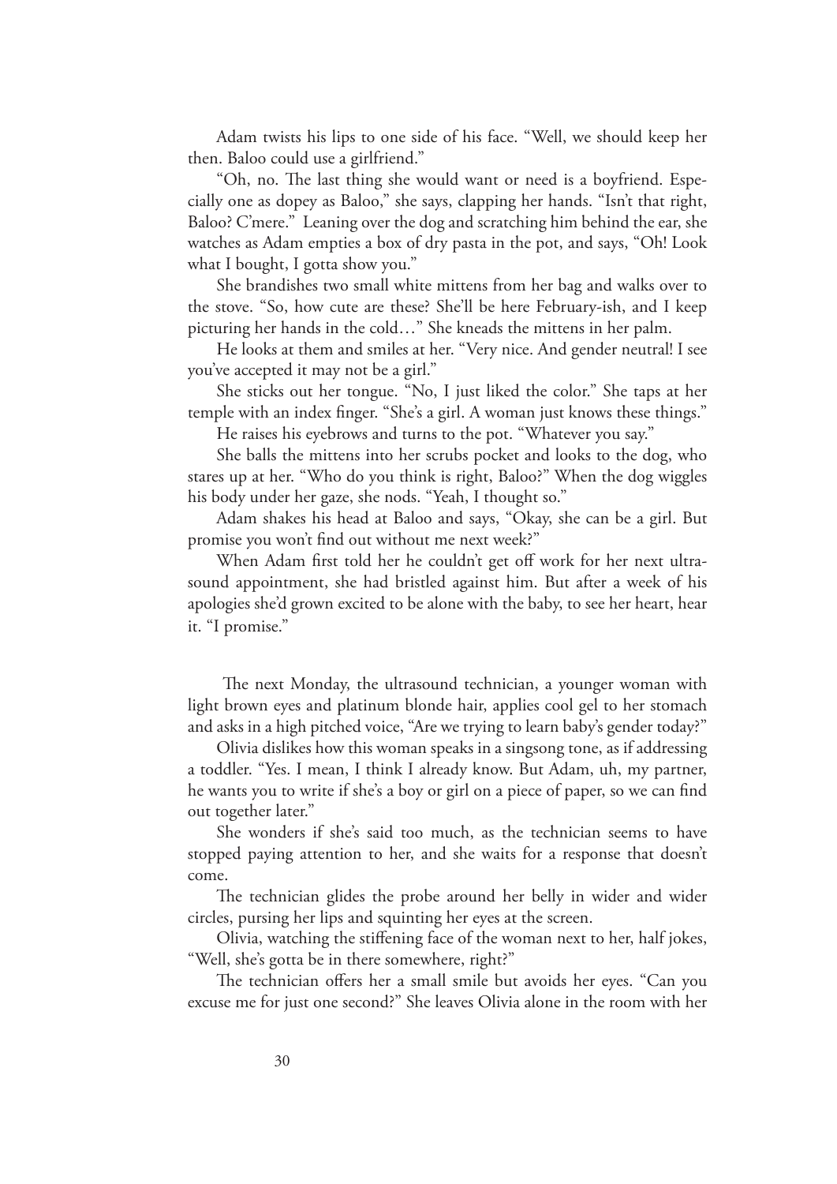Adam twists his lips to one side of his face. "Well, we should keep her then. Baloo could use a girlfriend."

"Oh, no. The last thing she would want or need is a boyfriend. Especially one as dopey as Baloo," she says, clapping her hands. "Isn't that right, Baloo? C'mere." Leaning over the dog and scratching him behind the ear, she watches as Adam empties a box of dry pasta in the pot, and says, "Oh! Look what I bought, I gotta show you."

She brandishes two small white mittens from her bag and walks over to the stove. "So, how cute are these? She'll be here February-ish, and I keep picturing her hands in the cold…" She kneads the mittens in her palm.

He looks at them and smiles at her. "Very nice. And gender neutral! I see you've accepted it may not be a girl."

She sticks out her tongue. "No, I just liked the color." She taps at her temple with an index finger. "She's a girl. A woman just knows these things."

He raises his eyebrows and turns to the pot. "Whatever you say."

She balls the mittens into her scrubs pocket and looks to the dog, who stares up at her. "Who do you think is right, Baloo?" When the dog wiggles his body under her gaze, she nods. "Yeah, I thought so."

Adam shakes his head at Baloo and says, "Okay, she can be a girl. But promise you won't find out without me next week?"

When Adam first told her he couldn't get off work for her next ultrasound appointment, she had bristled against him. But after a week of his apologies she'd grown excited to be alone with the baby, to see her heart, hear it. "I promise."

The next Monday, the ultrasound technician, a younger woman with light brown eyes and platinum blonde hair, applies cool gel to her stomach and asks in a high pitched voice, "Are we trying to learn baby's gender today?"

Olivia dislikes how this woman speaks in a singsong tone, as if addressing a toddler. "Yes. I mean, I think I already know. But Adam, uh, my partner, he wants you to write if she's a boy or girl on a piece of paper, so we can find out together later."

She wonders if she's said too much, as the technician seems to have stopped paying attention to her, and she waits for a response that doesn't come.

The technician glides the probe around her belly in wider and wider circles, pursing her lips and squinting her eyes at the screen.

Olivia, watching the stiffening face of the woman next to her, half jokes, "Well, she's gotta be in there somewhere, right?"

The technician offers her a small smile but avoids her eyes. "Can you excuse me for just one second?" She leaves Olivia alone in the room with her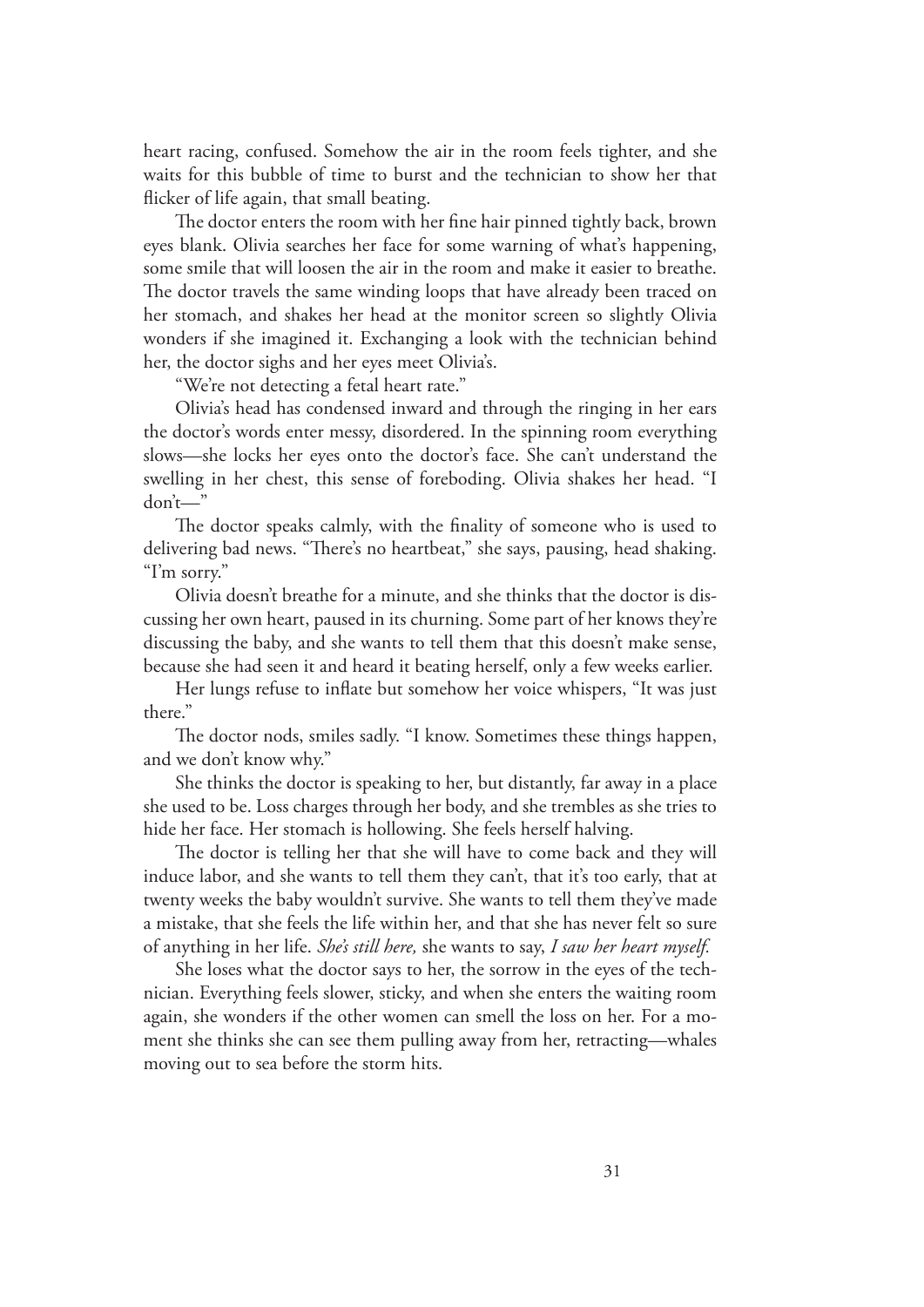heart racing, confused. Somehow the air in the room feels tighter, and she waits for this bubble of time to burst and the technician to show her that flicker of life again, that small beating.

The doctor enters the room with her fine hair pinned tightly back, brown eyes blank. Olivia searches her face for some warning of what's happening, some smile that will loosen the air in the room and make it easier to breathe. The doctor travels the same winding loops that have already been traced on her stomach, and shakes her head at the monitor screen so slightly Olivia wonders if she imagined it. Exchanging a look with the technician behind her, the doctor sighs and her eyes meet Olivia's.

"We're not detecting a fetal heart rate."

Olivia's head has condensed inward and through the ringing in her ears the doctor's words enter messy, disordered. In the spinning room everything slows—she locks her eyes onto the doctor's face. She can't understand the swelling in her chest, this sense of foreboding. Olivia shakes her head. "I don't—"

The doctor speaks calmly, with the finality of someone who is used to delivering bad news. "There's no heartbeat," she says, pausing, head shaking. "I'm sorry."

Olivia doesn't breathe for a minute, and she thinks that the doctor is discussing her own heart, paused in its churning. Some part of her knows they're discussing the baby, and she wants to tell them that this doesn't make sense, because she had seen it and heard it beating herself, only a few weeks earlier.

Her lungs refuse to inflate but somehow her voice whispers, "It was just there."

The doctor nods, smiles sadly. "I know. Sometimes these things happen, and we don't know why."

She thinks the doctor is speaking to her, but distantly, far away in a place she used to be. Loss charges through her body, and she trembles as she tries to hide her face. Her stomach is hollowing. She feels herself halving.

The doctor is telling her that she will have to come back and they will induce labor, and she wants to tell them they can't, that it's too early, that at twenty weeks the baby wouldn't survive. She wants to tell them they've made a mistake, that she feels the life within her, and that she has never felt so sure of anything in her life. *She's still here,* she wants to say, *I saw her heart myself.*

She loses what the doctor says to her, the sorrow in the eyes of the technician. Everything feels slower, sticky, and when she enters the waiting room again, she wonders if the other women can smell the loss on her. For a moment she thinks she can see them pulling away from her, retracting—whales moving out to sea before the storm hits.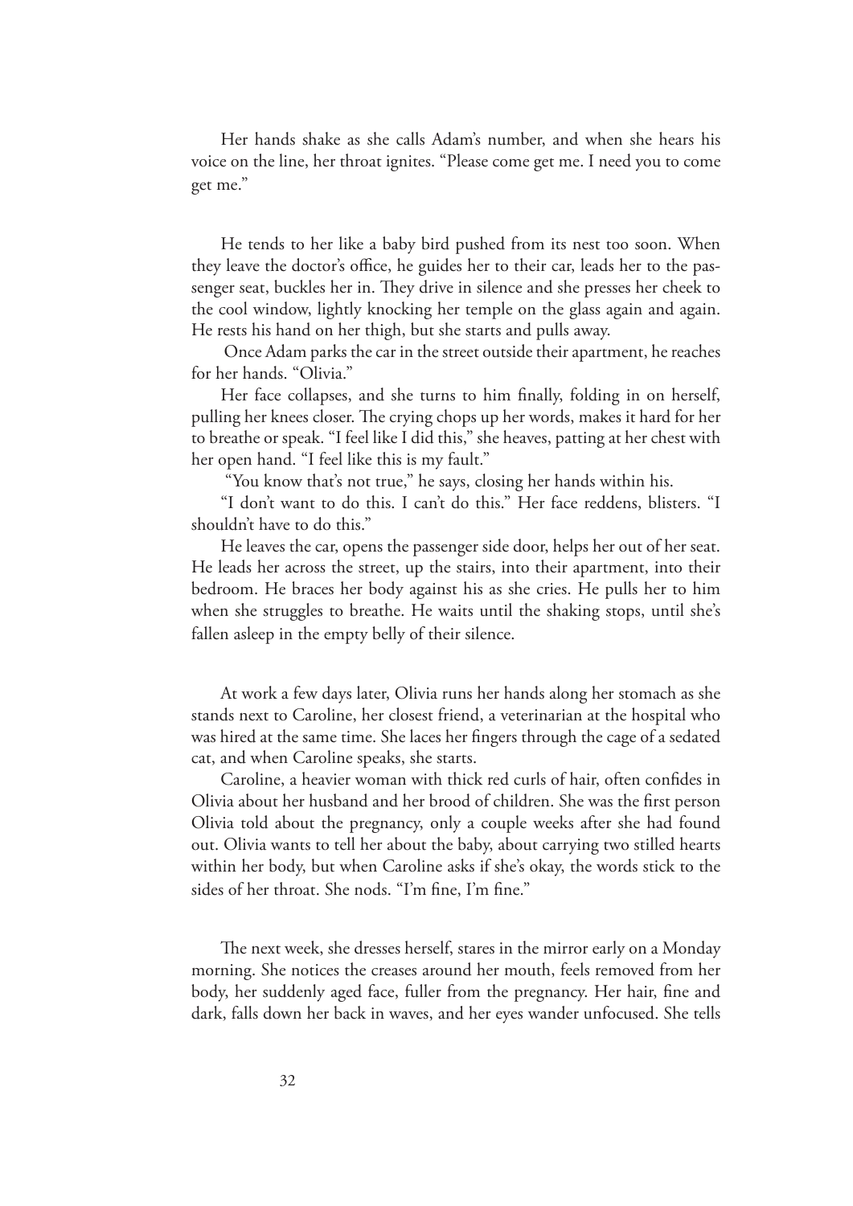Her hands shake as she calls Adam's number, and when she hears his voice on the line, her throat ignites. "Please come get me. I need you to come get me."

He tends to her like a baby bird pushed from its nest too soon. When they leave the doctor's office, he guides her to their car, leads her to the passenger seat, buckles her in. They drive in silence and she presses her cheek to the cool window, lightly knocking her temple on the glass again and again. He rests his hand on her thigh, but she starts and pulls away.

Once Adam parks the car in the street outside their apartment, he reaches for her hands. "Olivia."

Her face collapses, and she turns to him finally, folding in on herself, pulling her knees closer. The crying chops up her words, makes it hard for her to breathe or speak. "I feel like I did this," she heaves, patting at her chest with her open hand. "I feel like this is my fault."

"You know that's not true," he says, closing her hands within his.

"I don't want to do this. I can't do this." Her face reddens, blisters. "I shouldn't have to do this."

He leaves the car, opens the passenger side door, helps her out of her seat. He leads her across the street, up the stairs, into their apartment, into their bedroom. He braces her body against his as she cries. He pulls her to him when she struggles to breathe. He waits until the shaking stops, until she's fallen asleep in the empty belly of their silence.

At work a few days later, Olivia runs her hands along her stomach as she stands next to Caroline, her closest friend, a veterinarian at the hospital who was hired at the same time. She laces her fingers through the cage of a sedated cat, and when Caroline speaks, she starts.

Caroline, a heavier woman with thick red curls of hair, often confides in Olivia about her husband and her brood of children. She was the first person Olivia told about the pregnancy, only a couple weeks after she had found out. Olivia wants to tell her about the baby, about carrying two stilled hearts within her body, but when Caroline asks if she's okay, the words stick to the sides of her throat. She nods. "I'm fine, I'm fine."

The next week, she dresses herself, stares in the mirror early on a Monday morning. She notices the creases around her mouth, feels removed from her body, her suddenly aged face, fuller from the pregnancy. Her hair, fine and dark, falls down her back in waves, and her eyes wander unfocused. She tells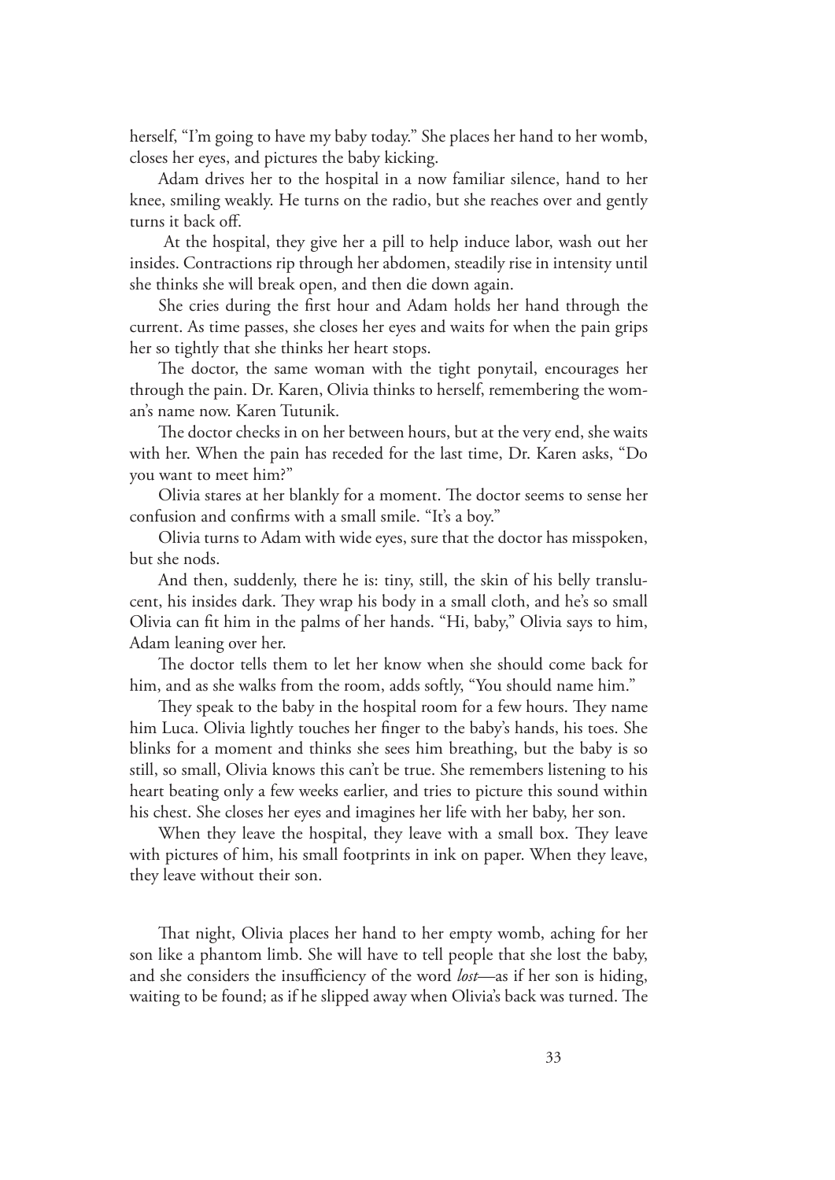herself, "I'm going to have my baby today." She places her hand to her womb, closes her eyes, and pictures the baby kicking.

Adam drives her to the hospital in a now familiar silence, hand to her knee, smiling weakly. He turns on the radio, but she reaches over and gently turns it back off.

At the hospital, they give her a pill to help induce labor, wash out her insides. Contractions rip through her abdomen, steadily rise in intensity until she thinks she will break open, and then die down again.

She cries during the first hour and Adam holds her hand through the current. As time passes, she closes her eyes and waits for when the pain grips her so tightly that she thinks her heart stops.

The doctor, the same woman with the tight ponytail, encourages her through the pain. Dr. Karen, Olivia thinks to herself, remembering the woman's name now. Karen Tutunik.

The doctor checks in on her between hours, but at the very end, she waits with her. When the pain has receded for the last time, Dr. Karen asks, "Do you want to meet him?"

Olivia stares at her blankly for a moment. The doctor seems to sense her confusion and confirms with a small smile. "It's a boy."

Olivia turns to Adam with wide eyes, sure that the doctor has misspoken, but she nods.

And then, suddenly, there he is: tiny, still, the skin of his belly translucent, his insides dark. They wrap his body in a small cloth, and he's so small Olivia can fit him in the palms of her hands. "Hi, baby," Olivia says to him, Adam leaning over her.

The doctor tells them to let her know when she should come back for him, and as she walks from the room, adds softly, "You should name him."

They speak to the baby in the hospital room for a few hours. They name him Luca. Olivia lightly touches her finger to the baby's hands, his toes. She blinks for a moment and thinks she sees him breathing, but the baby is so still, so small, Olivia knows this can't be true. She remembers listening to his heart beating only a few weeks earlier, and tries to picture this sound within his chest. She closes her eyes and imagines her life with her baby, her son.

When they leave the hospital, they leave with a small box. They leave with pictures of him, his small footprints in ink on paper. When they leave, they leave without their son.

That night, Olivia places her hand to her empty womb, aching for her son like a phantom limb. She will have to tell people that she lost the baby, and she considers the insufficiency of the word *lost*—as if her son is hiding, waiting to be found; as if he slipped away when Olivia's back was turned. The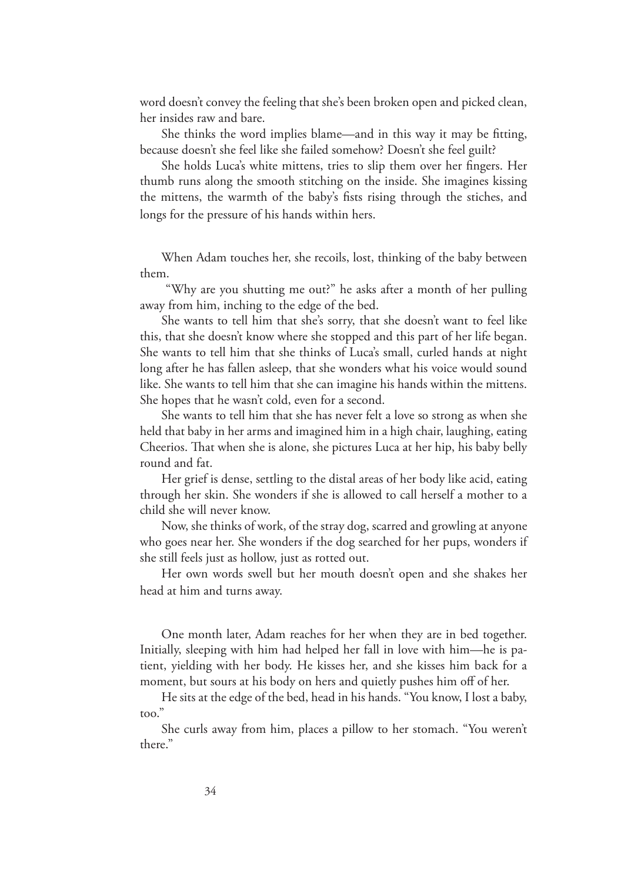word doesn't convey the feeling that she's been broken open and picked clean, her insides raw and bare.

She thinks the word implies blame—and in this way it may be fitting, because doesn't she feel like she failed somehow? Doesn't she feel guilt?

She holds Luca's white mittens, tries to slip them over her fingers. Her thumb runs along the smooth stitching on the inside. She imagines kissing the mittens, the warmth of the baby's fists rising through the stiches, and longs for the pressure of his hands within hers.

When Adam touches her, she recoils, lost, thinking of the baby between them.

"Why are you shutting me out?" he asks after a month of her pulling away from him, inching to the edge of the bed.

She wants to tell him that she's sorry, that she doesn't want to feel like this, that she doesn't know where she stopped and this part of her life began. She wants to tell him that she thinks of Luca's small, curled hands at night long after he has fallen asleep, that she wonders what his voice would sound like. She wants to tell him that she can imagine his hands within the mittens. She hopes that he wasn't cold, even for a second.

She wants to tell him that she has never felt a love so strong as when she held that baby in her arms and imagined him in a high chair, laughing, eating Cheerios. That when she is alone, she pictures Luca at her hip, his baby belly round and fat.

Her grief is dense, settling to the distal areas of her body like acid, eating through her skin. She wonders if she is allowed to call herself a mother to a child she will never know.

Now, she thinks of work, of the stray dog, scarred and growling at anyone who goes near her. She wonders if the dog searched for her pups, wonders if she still feels just as hollow, just as rotted out.

Her own words swell but her mouth doesn't open and she shakes her head at him and turns away.

One month later, Adam reaches for her when they are in bed together. Initially, sleeping with him had helped her fall in love with him—he is patient, yielding with her body. He kisses her, and she kisses him back for a moment, but sours at his body on hers and quietly pushes him off of her.

He sits at the edge of the bed, head in his hands. "You know, I lost a baby, too."

She curls away from him, places a pillow to her stomach. "You weren't there."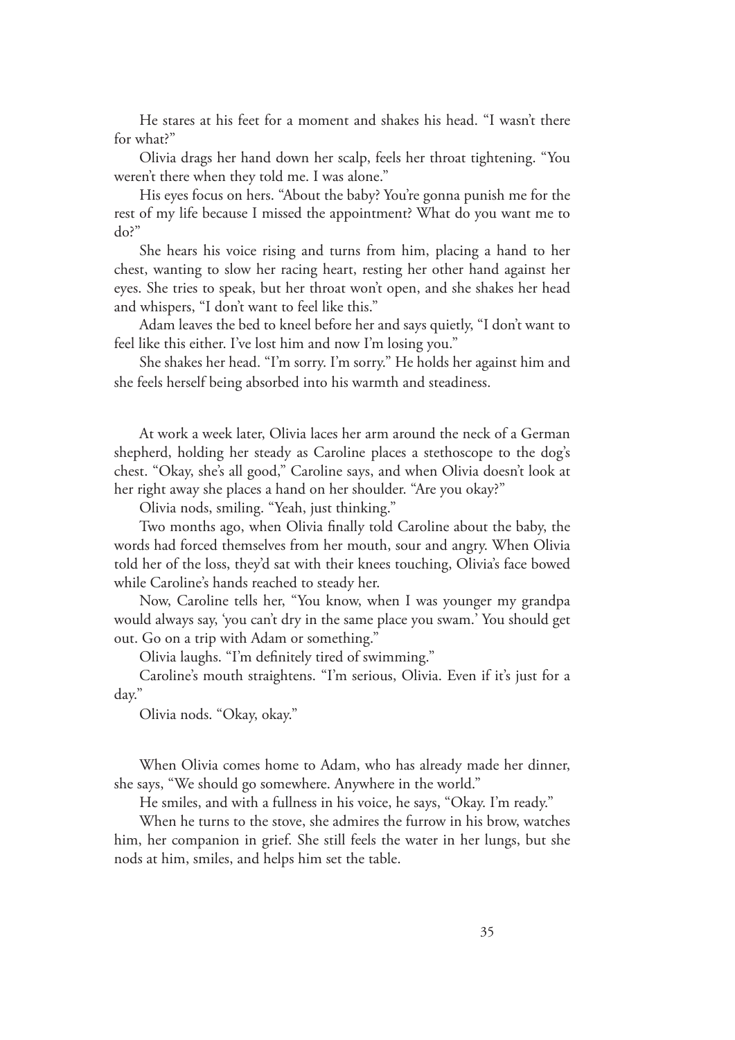He stares at his feet for a moment and shakes his head. "I wasn't there for what?"

Olivia drags her hand down her scalp, feels her throat tightening. "You weren't there when they told me. I was alone."

His eyes focus on hers. "About the baby? You're gonna punish me for the rest of my life because I missed the appointment? What do you want me to do?"

She hears his voice rising and turns from him, placing a hand to her chest, wanting to slow her racing heart, resting her other hand against her eyes. She tries to speak, but her throat won't open, and she shakes her head and whispers, "I don't want to feel like this."

Adam leaves the bed to kneel before her and says quietly, "I don't want to feel like this either. I've lost him and now I'm losing you."

She shakes her head. "I'm sorry. I'm sorry." He holds her against him and she feels herself being absorbed into his warmth and steadiness.

At work a week later, Olivia laces her arm around the neck of a German shepherd, holding her steady as Caroline places a stethoscope to the dog's chest. "Okay, she's all good," Caroline says, and when Olivia doesn't look at her right away she places a hand on her shoulder. "Are you okay?"

Olivia nods, smiling. "Yeah, just thinking."

Two months ago, when Olivia finally told Caroline about the baby, the words had forced themselves from her mouth, sour and angry. When Olivia told her of the loss, they'd sat with their knees touching, Olivia's face bowed while Caroline's hands reached to steady her.

Now, Caroline tells her, "You know, when I was younger my grandpa would always say, 'you can't dry in the same place you swam.' You should get out. Go on a trip with Adam or something."

Olivia laughs. "I'm definitely tired of swimming."

Caroline's mouth straightens. "I'm serious, Olivia. Even if it's just for a day."

Olivia nods. "Okay, okay."

When Olivia comes home to Adam, who has already made her dinner, she says, "We should go somewhere. Anywhere in the world."

He smiles, and with a fullness in his voice, he says, "Okay. I'm ready."

When he turns to the stove, she admires the furrow in his brow, watches him, her companion in grief. She still feels the water in her lungs, but she nods at him, smiles, and helps him set the table.